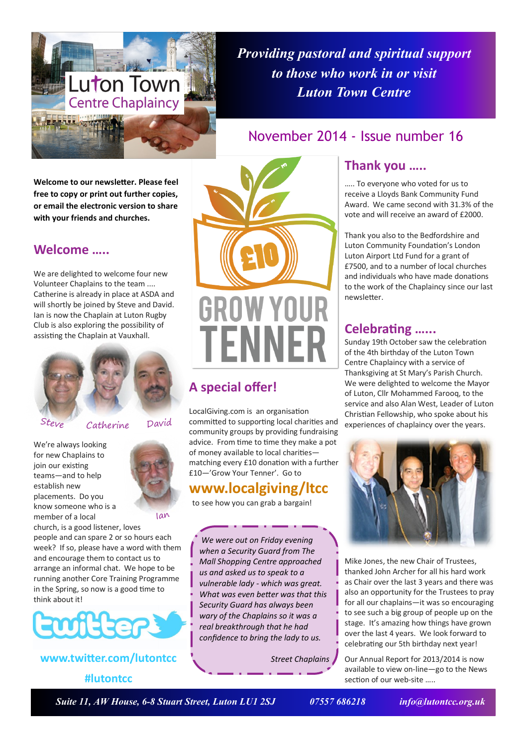# Luton Town Centre Chaplaincy

*Providing pastoral and spiritual support to those who work in or visit Luton Town Centre*

## November 2014 - Issue number 16

**Welcome to our newsletter. Please feel free to copy or print out further copies, or email the electronic version to share with your friends and churches.**

## Welcome …..

We are delighted to welcome four new Volunteer Chaplains to the team …. Catherine is already in place at ASDA and will shortly be joined by Steve and David. Ian is now the Chaplain at Luton Rugby Club is also exploring the possibility of assisting the Chaplain at Vauxhall.

Steve Catherine David

We're always looking for new Chaplains to join our existing teams—and to help establish new placements. Do you know someone who is a member of a local church, is a good listener, loves people and can spare 2 or so hours each week? If so, please have a word with them and encourage them to contact us to arrange an informal chat. We hope to be running another Core Training Programme in the Spring, so now is a good time to think about it!

Ian

twitter

**www.twitter.com/lutontcc**

**#lutontcc**

£10 GROW YOUR TENNER

## A special offer!

LocalGiving.com is an organisation committed to supporting local charities and community groups by providing fundraising advice. From time to time they make a pot of money available to local charities—matching every £10 donation with a further £10—'Grow Your Tenner'. Go to

**www.localgiving/ltcc**

to see how you can grab a bargain!

*We were out on Friday evening when a Security Guard from The Mall Shopping Centre approached us and asked us to speak to a vulnerable lady - which was great. What was even better was that this Security Guard has always been wary of the Chaplains so it was a real breakthrough that he had confidence to bring the lady to us.*

*Street Chaplains*

## Thank you …..

….. To everyone who voted for us to receive a Lloyds Bank Community Fund Award. We came second with 31.3% of the vote and will receive an award of £2000.

Thank you also to the Bedfordshire and Luton Community Foundation's London Luton Airport Ltd Fund for a grant of £7500, and to a number of local churches and individuals who have made donations to the work of the Chaplaincy since our last newsletter.

## Celebrating ……

Sunday 19th October saw the celebration of the 4th birthday of the Luton Town Centre Chaplaincy with a service of Thanksgiving at St Mary's Parish Church. We were delighted to welcome the Mayor of Luton, Cllr Mohammed Farooq, to the service and also Alan West, Leader of Luton Christian Fellowship, who spoke about his experiences of chaplaincy over the years.

Mike Jones, the new Chair of Trustees, thanked John Archer for all his hard work as Chair over the last 3 years and there was also an opportunity for the Trustees to pray for all our chaplains—it was so encouraging to see such a big group of people up on the stage. It's amazing how things have grown over the last 4 years. We look forward to celebrating our 5th birthday next year!

Our Annual Report for 2013/2014 is now available to view on-line—go to the News section of our web-site …..

*Suite 11, AW House, 6-8 Stuart Street, Luton LU1 2SJ* *07557 686218* *info@lutontcc.org.uk*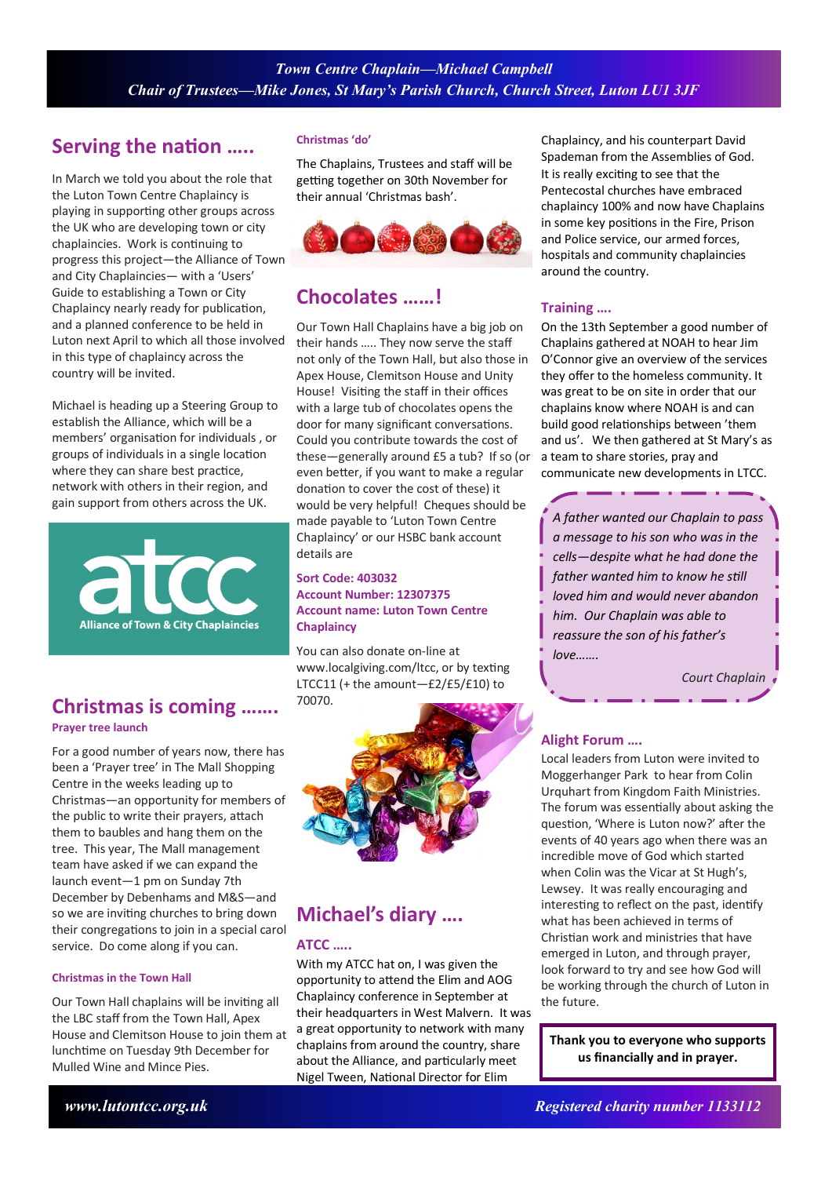## Serving the nation .....

In March we told you about the role that the Luton Town Centre Chaplaincy is playing in supporting other groups across the UK who are developing town or city chaplaincies. Work is continuing to progress this project—the Alliance of Town and City Chaplaincies— with a 'Users' Guide to establishing a Town or City Chaplaincy nearly ready for publication, and a planned conference to be held in Luton next April to which all those involved in this type of chaplaincy across the country will be invited.

Michael is heading up a Steering Group to establish the Alliance, which will be a members' organisation for individuals , or groups of individuals in a single location where they can share best practice, network with others in their region, and gain support from others across the UK.

atcc
Alliance of Town & City Chaplaincies

## Christmas is coming .......

### Prayer tree launch

For a good number of years now, there has been a 'Prayer tree' in The Mall Shopping Centre in the weeks leading up to Christmas—an opportunity for members of the public to write their prayers, attach them to baubles and hang them on the tree. This year, The Mall management team have asked if we can expand the launch event—1 pm on Sunday 7th December by Debenhams and M&S—and so we are inviting churches to bring down their congregations to join in a special carol service. Do come along if you can.

### Christmas in the Town Hall

Our Town Hall chaplains will be inviting all the LBC staff from the Town Hall, Apex House and Clemitson House to join them at lunchtime on Tuesday 9th December for Mulled Wine and Mince Pies.

### Christmas 'do'

The Chaplains, Trustees and staff will be getting together on 30th November for their annual 'Christmas bash'.

## Chocolates ......!

Our Town Hall Chaplains have a big job on their hands ..... They now serve the staff not only of the Town Hall, but also those in Apex House, Clemitson House and Unity House! Visiting the staff in their offices with a large tub of chocolates opens the door for many significant conversations. Could you contribute towards the cost of these—generally around £5 a tub? If so (or even better, if you want to make a regular donation to cover the cost of these) it would be very helpful! Cheques should be made payable to 'Luton Town Centre Chaplaincy' or our HSBC bank account details are

**Sort Code: 403032**
**Account Number: 12307375**
**Account name: Luton Town Centre Chaplaincy**

You can also donate on-line at www.localgiving.com/ltcc, or by texting LTCC11 (+ the amount—£2/£5/£10) to 70070.

## Michael's diary ....

### ATCC .....

With my ATCC hat on, I was given the opportunity to attend the Elim and AOG Chaplaincy conference in September at their headquarters in West Malvern. It was a great opportunity to network with many chaplains from around the country, share about the Alliance, and particularly meet Nigel Tween, National Director for Elim Chaplaincy, and his counterpart David Spademan from the Assemblies of God. It is really exciting to see that the Pentecostal churches have embraced chaplaincy 100% and now have Chaplains in some key positions in the Fire, Prison and Police service, our armed forces, hospitals and community chaplaincies around the country.

### Training ....

On the 13th September a good number of Chaplains gathered at NOAH to hear Jim O'Connor give an overview of the services they offer to the homeless community. It was great to be on site in order that our chaplains know where NOAH is and can build good relationships between 'them and us'. We then gathered at St Mary's as a team to share stories, pray and communicate new developments in LTCC.

*A father wanted our Chaplain to pass a message to his son who was in the cells—despite what he had done the father wanted him to know he still loved him and would never abandon him. Our Chaplain was able to reassure the son of his father's love.......*

*Court Chaplain*

### Alight Forum ....

Local leaders from Luton were invited to Moggerhanger Park to hear from Colin Urquhart from Kingdom Faith Ministries. The forum was essentially about asking the question, 'Where is Luton now?' after the events of 40 years ago when there was an incredible move of God which started when Colin was the Vicar at St Hugh's, Lewsey. It was really encouraging and interesting to reflect on the past, identify what has been achieved in terms of Christian work and ministries that have emerged in Luton, and through prayer, look forward to try and see how God will be working through the church of Luton in the future.

**Thank you to everyone who supports us financially and in prayer.**